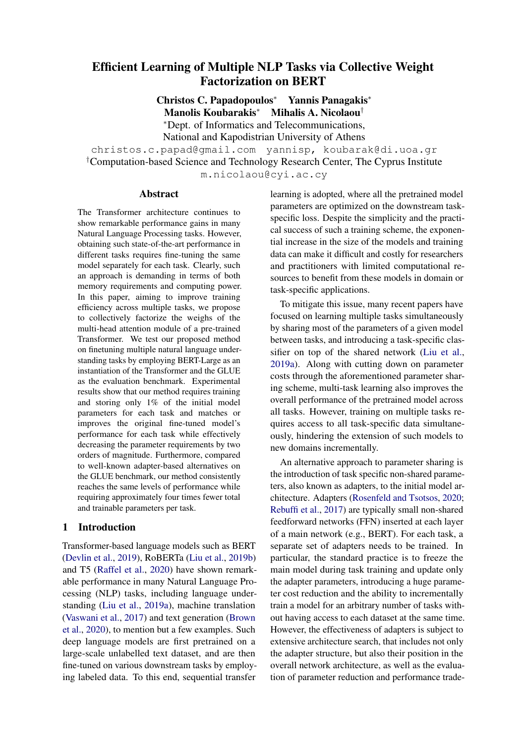# Efficient Learning of Multiple NLP Tasks via Collective Weight Factorization on BERT

**Christos C. Papadopoulos**[*] **Yannis Panagakis**[*] **Manolis Koubarakis**[*] **Mihalis A. Nicolaou**[†]

[*]Dept. of Informatics and Telecommunications, National and Kapodistrian University of Athens

christos.c.papad@gmail.com yannisp, koubarak@di.uoa.gr

[†]Computation-based Science and Technology Research Center, The Cyprus Institute

m.nicolaou@cyi.ac.cy

## Abstract

The Transformer architecture continues to show remarkable performance gains in many Natural Language Processing tasks. However, obtaining such state-of-the-art performance in different tasks requires fine-tuning the same model separately for each task. Clearly, such an approach is demanding in terms of both memory requirements and computing power. In this paper, aiming to improve training efficiency across multiple tasks, we propose to collectively factorize the weighs of the multi-head attention module of a pre-trained Transformer. We test our proposed method on finetuning multiple natural language understanding tasks by employing BERT-Large as an instantiation of the Transformer and the GLUE as the evaluation benchmark. Experimental results show that our method requires training and storing only 1% of the initial model parameters for each task and matches or improves the original fine-tuned model's performance for each task while effectively decreasing the parameter requirements by two orders of magnitude. Furthermore, compared to well-known adapter-based alternatives on the GLUE benchmark, our method consistently reaches the same levels of performance while requiring approximately four times fewer total and trainable parameters per task.

## 1 Introduction

Transformer-based language models such as BERT (Devlin et al., 2019), RoBERTa (Liu et al., 2019b) and T5 (Raffel et al., 2020) have shown remarkable performance in many Natural Language Processing (NLP) tasks, including language understanding (Liu et al., 2019a), machine translation (Vaswani et al., 2017) and text generation (Brown et al., 2020), to mention but a few examples. Such deep language models are first pretrained on a large-scale unlabelled text dataset, and are then fine-tuned on various downstream tasks by employing labeled data. To this end, sequential transfer learning is adopted, where all the pretrained model parameters are optimized on the downstream task-specific loss. Despite the simplicity and the practical success of such a training scheme, the exponential increase in the size of the models and training data can make it difficult and costly for researchers and practitioners with limited computational resources to benefit from these models in domain or task-specific applications.

To mitigate this issue, many recent papers have focused on learning multiple tasks simultaneously by sharing most of the parameters of a given model between tasks, and introducing a task-specific classifier on top of the shared network (Liu et al., 2019a). Along with cutting down on parameter costs through the aforementioned parameter sharing scheme, multi-task learning also improves the overall performance of the pretrained model across all tasks. However, training on multiple tasks requires access to all task-specific data simultaneously, hindering the extension of such models to new domains incrementally.

An alternative approach to parameter sharing is the introduction of task specific non-shared parameters, also known as adapters, to the initial model architecture. Adapters (Rosenfeld and Tsotsos, 2020; Rebuffi et al., 2017) are typically small non-shared feedforward networks (FFN) inserted at each layer of a main network (e.g., BERT). For each task, a separate set of adapters needs to be trained. In particular, the standard practice is to freeze the main model during task training and update only the adapter parameters, introducing a huge parameter cost reduction and the ability to incrementally train a model for an arbitrary number of tasks without having access to each dataset at the same time. However, the effectiveness of adapters is subject to extensive architecture search, that includes not only the adapter structure, but also their position in the overall network architecture, as well as the evaluation of parameter reduction and performance trade-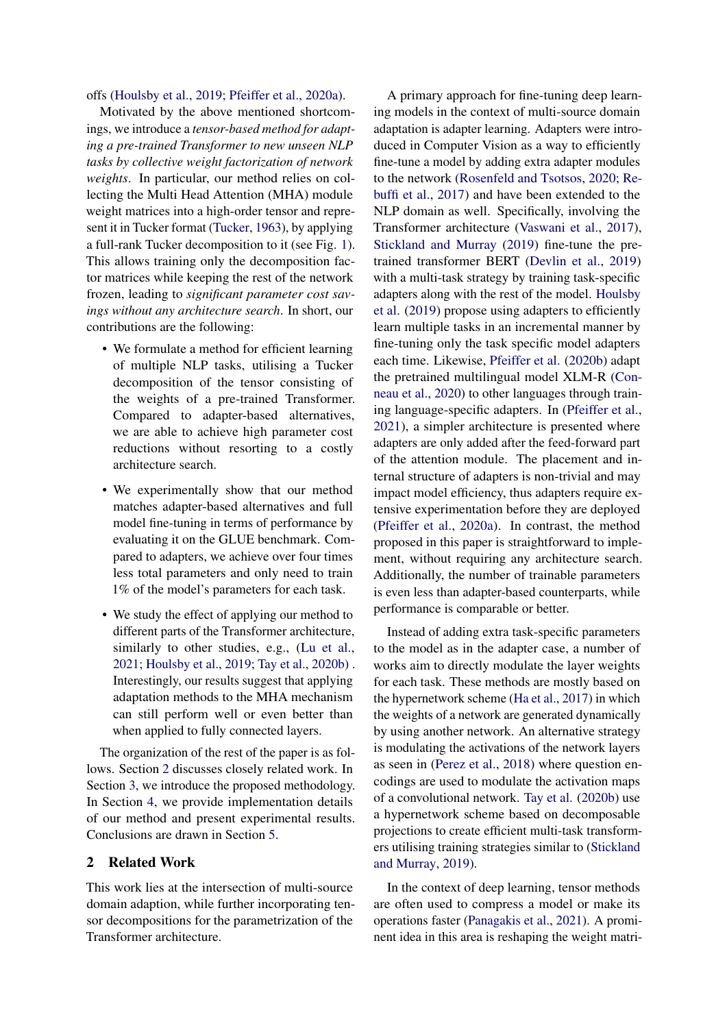offs (Houlsby et al., 2019; Pfeiffer et al., 2020a).

Motivated by the above mentioned shortcomings, we introduce a *tensor-based method for adapting a pre-trained Transformer to new unseen NLP tasks by collective weight factorization of network weights*. In particular, our method relies on collecting the Multi Head Attention (MHA) module weight matrices into a high-order tensor and represent it in Tucker format (Tucker, 1963), by applying a full-rank Tucker decomposition to it (see Fig. 1). This allows training only the decomposition factor matrices while keeping the rest of the network frozen, leading to *significant parameter cost savings without any architecture search*. In short, our contributions are the following:

- We formulate a method for efficient learning of multiple NLP tasks, utilising a Tucker decomposition of the tensor consisting of the weights of a pre-trained Transformer. Compared to adapter-based alternatives, we are able to achieve high parameter cost reductions without resorting to a costly architecture search.
- We experimentally show that our method matches adapter-based alternatives and full model fine-tuning in terms of performance by evaluating it on the GLUE benchmark. Compared to adapters, we achieve over four times less total parameters and only need to train 1% of the model's parameters for each task.
- We study the effect of applying our method to different parts of the Transformer architecture, similarly to other studies, e.g., (Lu et al., 2021; Houlsby et al., 2019; Tay et al., 2020b) . Interestingly, our results suggest that applying adaptation methods to the MHA mechanism can still perform well or even better than when applied to fully connected layers.

The organization of the rest of the paper is as follows. Section 2 discusses closely related work. In Section 3, we introduce the proposed methodology. In Section 4, we provide implementation details of our method and present experimental results. Conclusions are drawn in Section 5.

## 2 Related Work

This work lies at the intersection of multi-source domain adaption, while further incorporating tensor decompositions for the parametrization of the Transformer architecture.

A primary approach for fine-tuning deep learning models in the context of multi-source domain adaptation is adapter learning. Adapters were introduced in Computer Vision as a way to efficiently fine-tune a model by adding extra adapter modules to the network (Rosenfeld and Tsotsos, 2020; Rebuffi et al., 2017) and have been extended to the NLP domain as well. Specifically, involving the Transformer architecture (Vaswani et al., 2017), Stickland and Murray (2019) fine-tune the pre-trained transformer BERT (Devlin et al., 2019) with a multi-task strategy by training task-specific adapters along with the rest of the model. Houlsby et al. (2019) propose using adapters to efficiently learn multiple tasks in an incremental manner by fine-tuning only the task specific model adapters each time. Likewise, Pfeiffer et al. (2020b) adapt the pretrained multilingual model XLM-R (Conneau et al., 2020) to other languages through training language-specific adapters. In (Pfeiffer et al., 2021), a simpler architecture is presented where adapters are only added after the feed-forward part of the attention module. The placement and internal structure of adapters is non-trivial and may impact model efficiency, thus adapters require extensive experimentation before they are deployed (Pfeiffer et al., 2020a). In contrast, the method proposed in this paper is straightforward to implement, without requiring any architecture search. Additionally, the number of trainable parameters is even less than adapter-based counterparts, while performance is comparable or better.

Instead of adding extra task-specific parameters to the model as in the adapter case, a number of works aim to directly modulate the layer weights for each task. These methods are mostly based on the hypernetwork scheme (Ha et al., 2017) in which the weights of a network are generated dynamically by using another network. An alternative strategy is modulating the activations of the network layers as seen in (Perez et al., 2018) where question encodings are used to modulate the activation maps of a convolutional network. Tay et al. (2020b) use a hypernetwork scheme based on decomposable projections to create efficient multi-task transformers utilising training strategies similar to (Stickland and Murray, 2019).

In the context of deep learning, tensor methods are often used to compress a model or make its operations faster (Panagakis et al., 2021). A prominent idea in this area is reshaping the weight matri-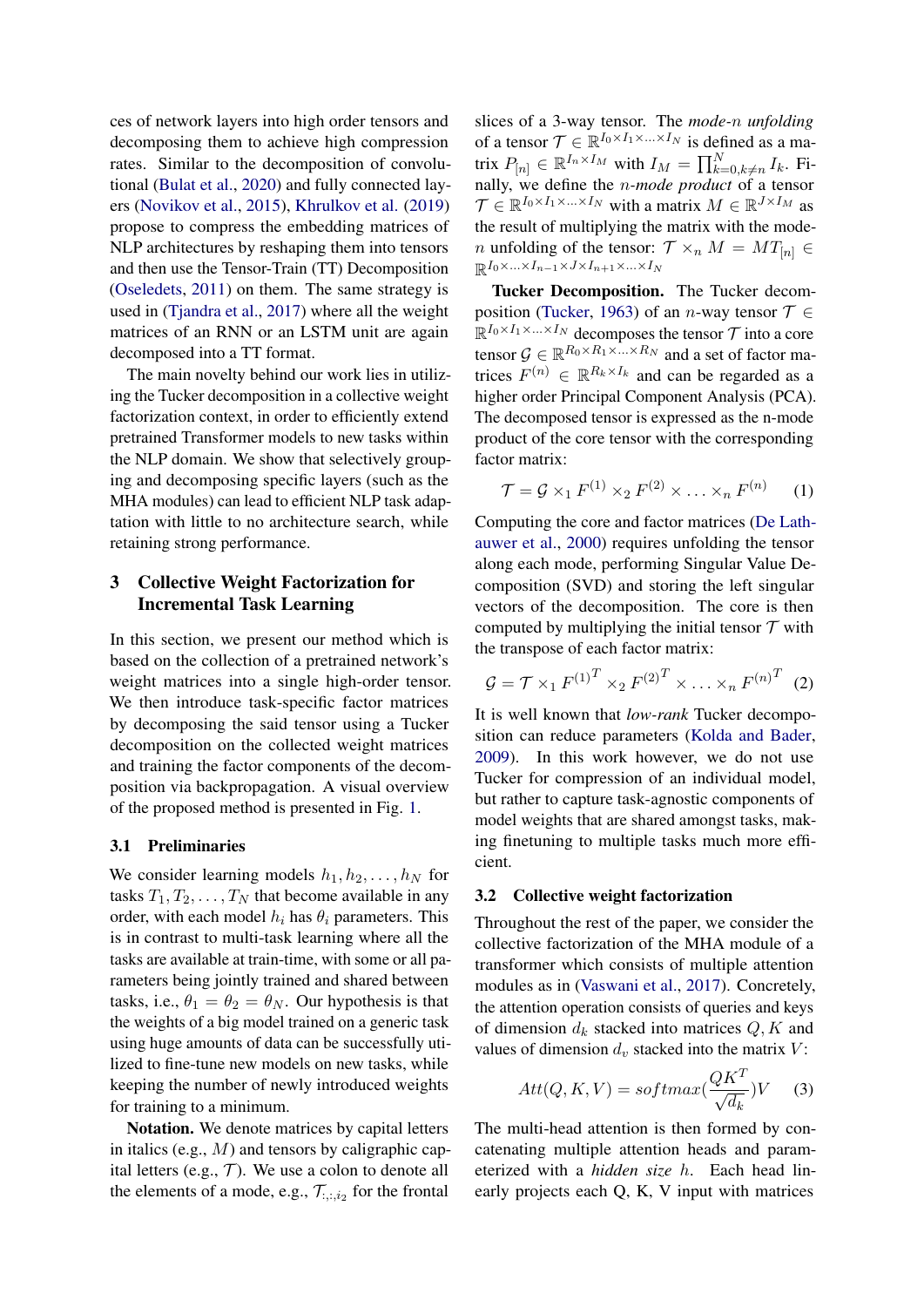ces of network layers into high order tensors and decomposing them to achieve high compression rates. Similar to the decomposition of convolutional (Bulat et al., 2020) and fully connected layers (Novikov et al., 2015), Khrulkov et al. (2019) propose to compress the embedding matrices of NLP architectures by reshaping them into tensors and then use the Tensor-Train (TT) Decomposition (Oseledets, 2011) on them. The same strategy is used in (Tjandra et al., 2017) where all the weight matrices of an RNN or an LSTM unit are again decomposed into a TT format.

The main novelty behind our work lies in utilizing the Tucker decomposition in a collective weight factorization context, in order to efficiently extend pretrained Transformer models to new tasks within the NLP domain. We show that selectively grouping and decomposing specific layers (such as the MHA modules) can lead to efficient NLP task adaptation with little to no architecture search, while retaining strong performance.

## 3 Collective Weight Factorization for Incremental Task Learning

In this section, we present our method which is based on the collection of a pretrained network's weight matrices into a single high-order tensor. We then introduce task-specific factor matrices by decomposing the said tensor using a Tucker decomposition on the collected weight matrices and training the factor components of the decomposition via backpropagation. A visual overview of the proposed method is presented in Fig. 1.

### 3.1 Preliminaries

We consider learning models $h_1, h_2, \ldots, h_N$ for tasks $T_1, T_2, \ldots, T_N$ that become available in any order, with each model $h_i$ has $\theta_i$ parameters. This is in contrast to multi-task learning where all the tasks are available at train-time, with some or all parameters being jointly trained and shared between tasks, i.e., $\theta_1 = \theta_2 = \theta_N$. Our hypothesis is that the weights of a big model trained on a generic task using huge amounts of data can be successfully utilized to fine-tune new models on new tasks, while keeping the number of newly introduced weights for training to a minimum.

**Notation.** We denote matrices by capital letters in italics (e.g., $M$) and tensors by caligraphic capital letters (e.g., $\mathcal{T}$). We use a colon to denote all the elements of a mode, e.g., $\mathcal{T}_{:,:,i_2}$ for the frontal slices of a 3-way tensor. The *mode-n unfolding* of a tensor $\mathcal{T} \in \mathbb{R}^{I_0 \times I_1 \times \ldots \times I_N}$ is defined as a matrix $P_{[n]} \in \mathbb{R}^{I_n \times I_M}$ with $I_M = \prod_{k=0, k \neq n}^{N} I_k$. Finally, we define the *n-mode product* of a tensor $\mathcal{T} \in \mathbb{R}^{I_0 \times I_1 \times \ldots \times I_N}$ with a matrix $M \in \mathbb{R}^{J \times I_M}$ as the result of multiplying the matrix with the mode-$n$ unfolding of the tensor: $\mathcal{T} \times_n M = MT_{[n]} \in \mathbb{R}^{I_0 \times \ldots \times I_{n-1} \times J \times I_{n+1} \times \ldots \times I_N}$

**Tucker Decomposition.** The Tucker decomposition (Tucker, 1963) of an $n$-way tensor $\mathcal{T} \in \mathbb{R}^{I_0 \times I_1 \times \ldots \times I_N}$ decomposes the tensor $\mathcal{T}$ into a core tensor $\mathcal{G} \in \mathbb{R}^{R_0 \times R_1 \times \ldots \times R_N}$ and a set of factor matrices $F^{(n)} \in \mathbb{R}^{R_k \times I_k}$ and can be regarded as a higher order Principal Component Analysis (PCA). The decomposed tensor is expressed as the n-mode product of the core tensor with the corresponding factor matrix:

$$\mathcal{T} = \mathcal{G} \times_1 F^{(1)} \times_2 F^{(2)} \times \ldots \times_n F^{(n)} \quad (1)$$

Computing the core and factor matrices (De Lathauwer et al., 2000) requires unfolding the tensor along each mode, performing Singular Value Decomposition (SVD) and storing the left singular vectors of the decomposition. The core is then computed by multiplying the initial tensor $\mathcal{T}$ with the transpose of each factor matrix:

$$\mathcal{G} = \mathcal{T} \times_1 {F^{(1)}}^T \times_2 {F^{(2)}}^T \times \ldots \times_n {F^{(n)}}^T \quad (2)$$

It is well known that *low-rank* Tucker decomposition can reduce parameters (Kolda and Bader, 2009). In this work however, we do not use Tucker for compression of an individual model, but rather to capture task-agnostic components of model weights that are shared amongst tasks, making finetuning to multiple tasks much more efficient.

### 3.2 Collective weight factorization

Throughout the rest of the paper, we consider the collective factorization of the MHA module of a transformer which consists of multiple attention modules as in (Vaswani et al., 2017). Concretely, the attention operation consists of queries and keys of dimension $d_k$ stacked into matrices $Q, K$ and values of dimension $d_v$ stacked into the matrix $V$:

$$Att(Q, K, V) = softmax(\frac{QK^T}{\sqrt{d_k}})V \quad (3)$$

The multi-head attention is then formed by concatenating multiple attention heads and parameterized with a *hidden size* $h$. Each head linearly projects each Q, K, V input with matrices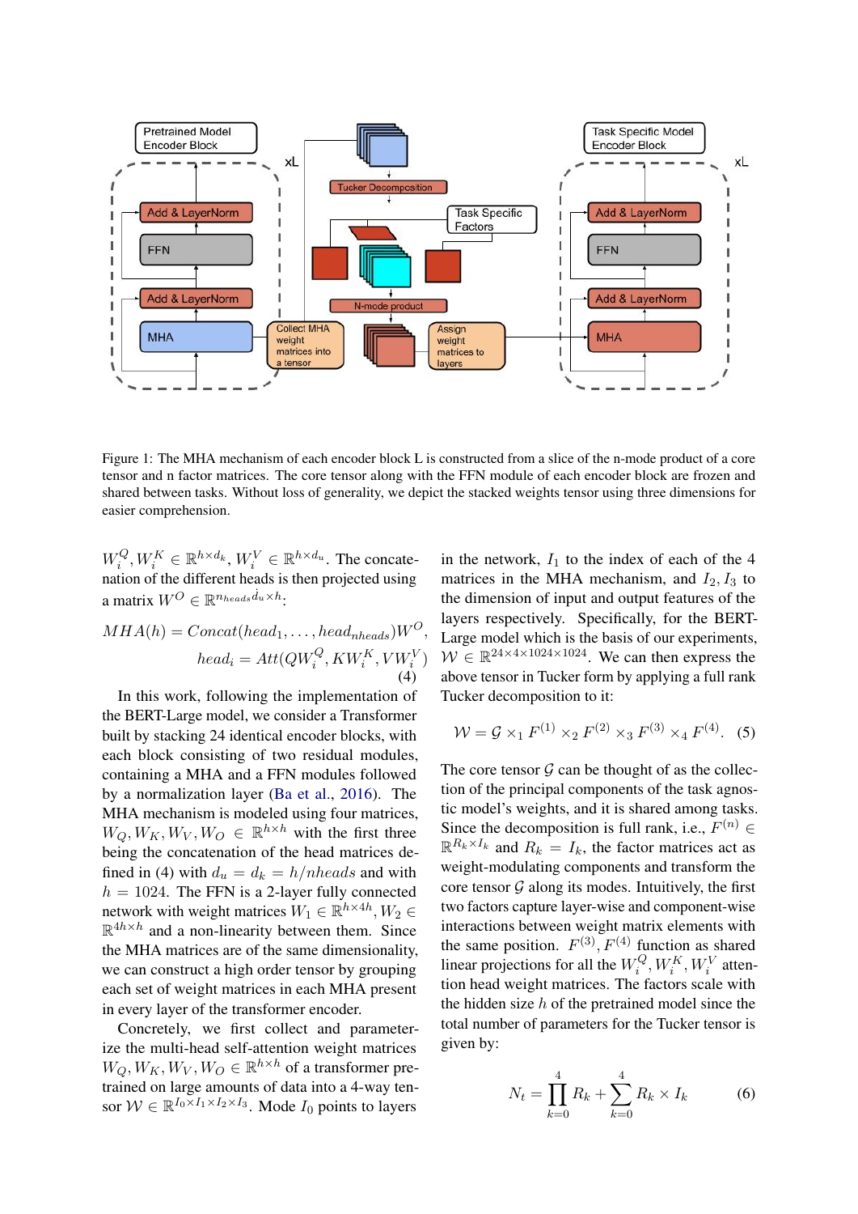Figure 1: The MHA mechanism of each encoder block L is constructed from a slice of the n-mode product of a core tensor and n factor matrices. The core tensor along with the FFN module of each encoder block are frozen and shared between tasks. Without loss of generality, we depict the stacked weights tensor using three dimensions for easier comprehension.

$W_i^Q, W_i^K \in \mathbb{R}^{h \times d_k}$, $W_i^V \in \mathbb{R}^{h \times d_u}$. The concatenation of the different heads is then projected using a matrix $W^O \in \mathbb{R}^{n_{heads} d_u \times h}$:

$$MHA(h) = Concat(head_1, \ldots, head_{nheads})W^O,$$
$$head_i = Att(QW_i^Q, KW_i^K, VW_i^V) \quad (4)$$

In this work, following the implementation of the BERT-Large model, we consider a Transformer built by stacking 24 identical encoder blocks, with each block consisting of two residual modules, containing a MHA and a FFN modules followed by a normalization layer (Ba et al., 2016). The MHA mechanism is modeled using four matrices, $W_Q, W_K, W_V, W_O \in \mathbb{R}^{h \times h}$ with the first three being the concatenation of the head matrices defined in (4) with $d_u = d_k = h/nheads$ and with $h = 1024$. The FFN is a 2-layer fully connected network with weight matrices $W_1 \in \mathbb{R}^{h \times 4h}, W_2 \in \mathbb{R}^{4h \times h}$ and a non-linearity between them. Since the MHA matrices are of the same dimensionality, we can construct a high order tensor by grouping each set of weight matrices in each MHA present in every layer of the transformer encoder.

Concretely, we first collect and parameterize the multi-head self-attention weight matrices $W_Q, W_K, W_V, W_O \in \mathbb{R}^{h \times h}$ of a transformer pretrained on large amounts of data into a 4-way tensor $\mathcal{W} \in \mathbb{R}^{I_0 \times I_1 \times I_2 \times I_3}$. Mode $I_0$ points to layers in the network, $I_1$ to the index of each of the 4 matrices in the MHA mechanism, and $I_2, I_3$ to the dimension of input and output features of the layers respectively. Specifically, for the BERT-Large model which is the basis of our experiments, $\mathcal{W} \in \mathbb{R}^{24 \times 4 \times 1024 \times 1024}$. We can then express the above tensor in Tucker form by applying a full rank Tucker decomposition to it:

$$\mathcal{W} = \mathcal{G} \times_1 F^{(1)} \times_2 F^{(2)} \times_3 F^{(3)} \times_4 F^{(4)}. \quad (5)$$

The core tensor $\mathcal{G}$ can be thought of as the collection of the principal components of the task agnostic model's weights, and it is shared among tasks. Since the decomposition is full rank, i.e., $F^{(n)} \in \mathbb{R}^{R_k \times I_k}$ and $R_k = I_k$, the factor matrices act as weight-modulating components and transform the core tensor $\mathcal{G}$ along its modes. Intuitively, the first two factors capture layer-wise and component-wise interactions between weight matrix elements with the same position. $F^{(3)}, F^{(4)}$ function as shared linear projections for all the $W_i^Q, W_i^K, W_i^V$ attention head weight matrices. The factors scale with the hidden size $h$ of the pretrained model since the total number of parameters for the Tucker tensor is given by:

$$N_t = \prod_{k=0}^{4} R_k + \sum_{k=0}^{4} R_k \times I_k \quad (6)$$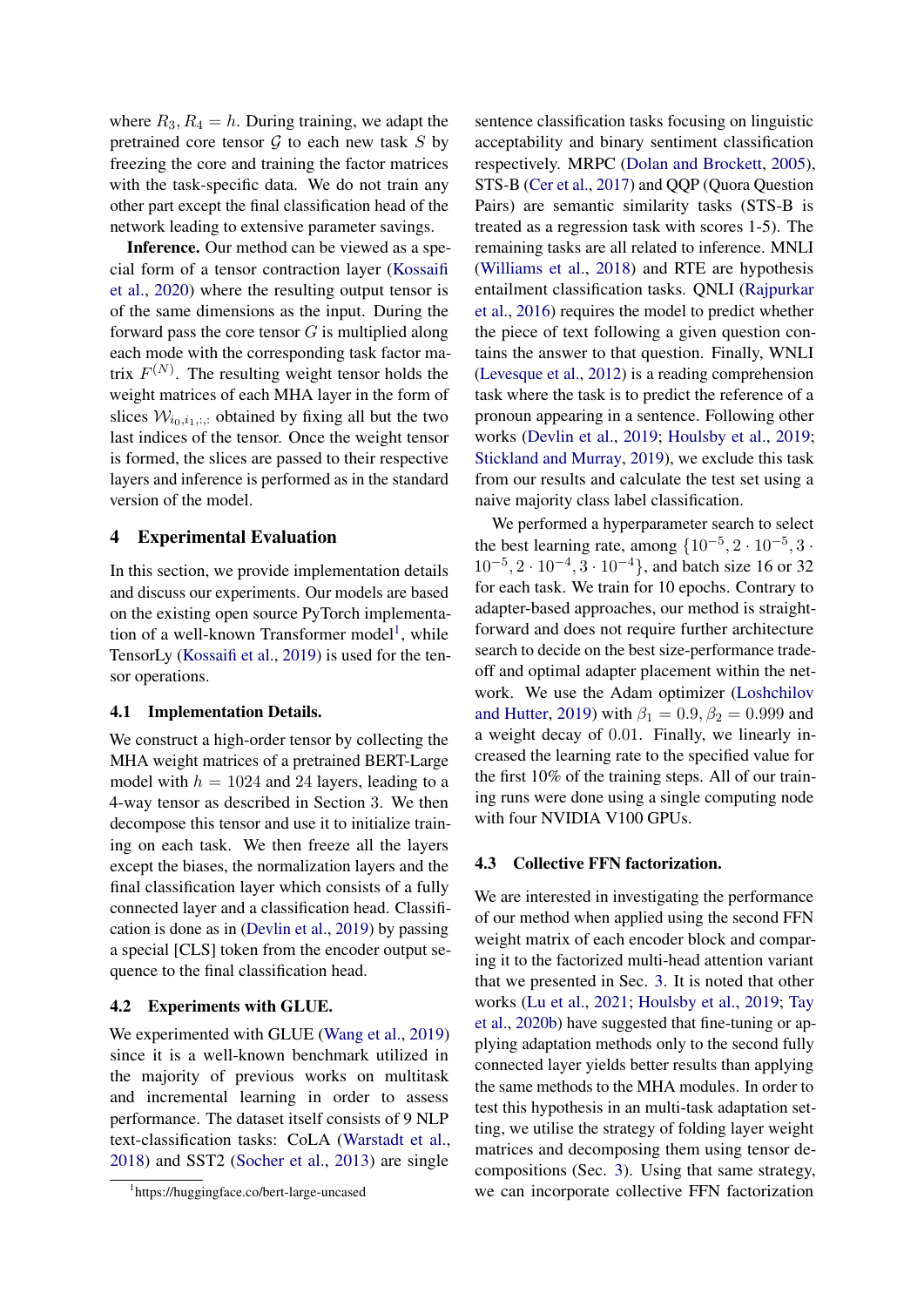where $R_3, R_4 = h$. During training, we adapt the pretrained core tensor $\mathcal{G}$ to each new task $S$ by freezing the core and training the factor matrices with the task-specific data. We do not train any other part except the final classification head of the network leading to extensive parameter savings.

**Inference.** Our method can be viewed as a special form of a tensor contraction layer (Kossaifi et al., 2020) where the resulting output tensor is of the same dimensions as the input. During the forward pass the core tensor $G$ is multiplied along each mode with the corresponding task factor matrix $F^{(N)}$. The resulting weight tensor holds the weight matrices of each MHA layer in the form of slices $\mathcal{W}_{i_0,i_1,:,:}$ obtained by fixing all but the two last indices of the tensor. Once the weight tensor is formed, the slices are passed to their respective layers and inference is performed as in the standard version of the model.

## 4 Experimental Evaluation

In this section, we provide implementation details and discuss our experiments. Our models are based on the existing open source PyTorch implementation of a well-known Transformer model[1], while TensorLy (Kossaifi et al., 2019) is used for the tensor operations.

### 4.1 Implementation Details.

We construct a high-order tensor by collecting the MHA weight matrices of a pretrained BERT-Large model with $h = 1024$ and 24 layers, leading to a 4-way tensor as described in Section 3. We then decompose this tensor and use it to initialize training on each task. We then freeze all the layers except the biases, the normalization layers and the final classification layer which consists of a fully connected layer and a classification head. Classification is done as in (Devlin et al., 2019) by passing a special [CLS] token from the encoder output sequence to the final classification head.

### 4.2 Experiments with GLUE.

We experimented with GLUE (Wang et al., 2019) since it is a well-known benchmark utilized in the majority of previous works on multitask and incremental learning in order to assess performance. The dataset itself consists of 9 NLP text-classification tasks: CoLA (Warstadt et al., 2018) and SST2 (Socher et al., 2013) are single sentence classification tasks focusing on linguistic acceptability and binary sentiment classification respectively. MRPC (Dolan and Brockett, 2005), STS-B (Cer et al., 2017) and QQP (Quora Question Pairs) are semantic similarity tasks (STS-B is treated as a regression task with scores 1-5). The remaining tasks are all related to inference. MNLI (Williams et al., 2018) and RTE are hypothesis entailment classification tasks. QNLI (Rajpurkar et al., 2016) requires the model to predict whether the piece of text following a given question contains the answer to that question. Finally, WNLI (Levesque et al., 2012) is a reading comprehension task where the task is to predict the reference of a pronoun appearing in a sentence. Following other works (Devlin et al., 2019; Houlsby et al., 2019; Stickland and Murray, 2019), we exclude this task from our results and calculate the test set using a naive majority class label classification.

We performed a hyperparameter search to select the best learning rate, among $\{10^{-5}, 2 \cdot 10^{-5}, 3 \cdot 10^{-5}, 2 \cdot 10^{-4}, 3 \cdot 10^{-4}\}$, and batch size 16 or 32 for each task. We train for 10 epochs. Contrary to adapter-based approaches, our method is straightforward and does not require further architecture search to decide on the best size-performance tradeoff and optimal adapter placement within the network. We use the Adam optimizer (Loshchilov and Hutter, 2019) with $\beta_1 = 0.9, \beta_2 = 0.999$ and a weight decay of $0.01$. Finally, we linearly increased the learning rate to the specified value for the first 10% of the training steps. All of our training runs were done using a single computing node with four NVIDIA V100 GPUs.

### 4.3 Collective FFN factorization.

We are interested in investigating the performance of our method when applied using the second FFN weight matrix of each encoder block and comparing it to the factorized multi-head attention variant that we presented in Sec. 3. It is noted that other works (Lu et al., 2021; Houlsby et al., 2019; Tay et al., 2020b) have suggested that fine-tuning or applying adaptation methods only to the second fully connected layer yields better results than applying the same methods to the MHA modules. In order to test this hypothesis in an multi-task adaptation setting, we utilise the strategy of folding layer weight matrices and decomposing them using tensor decompositions (Sec. 3). Using that same strategy, we can incorporate collective FFN factorization

[1] https://huggingface.co/bert-large-uncased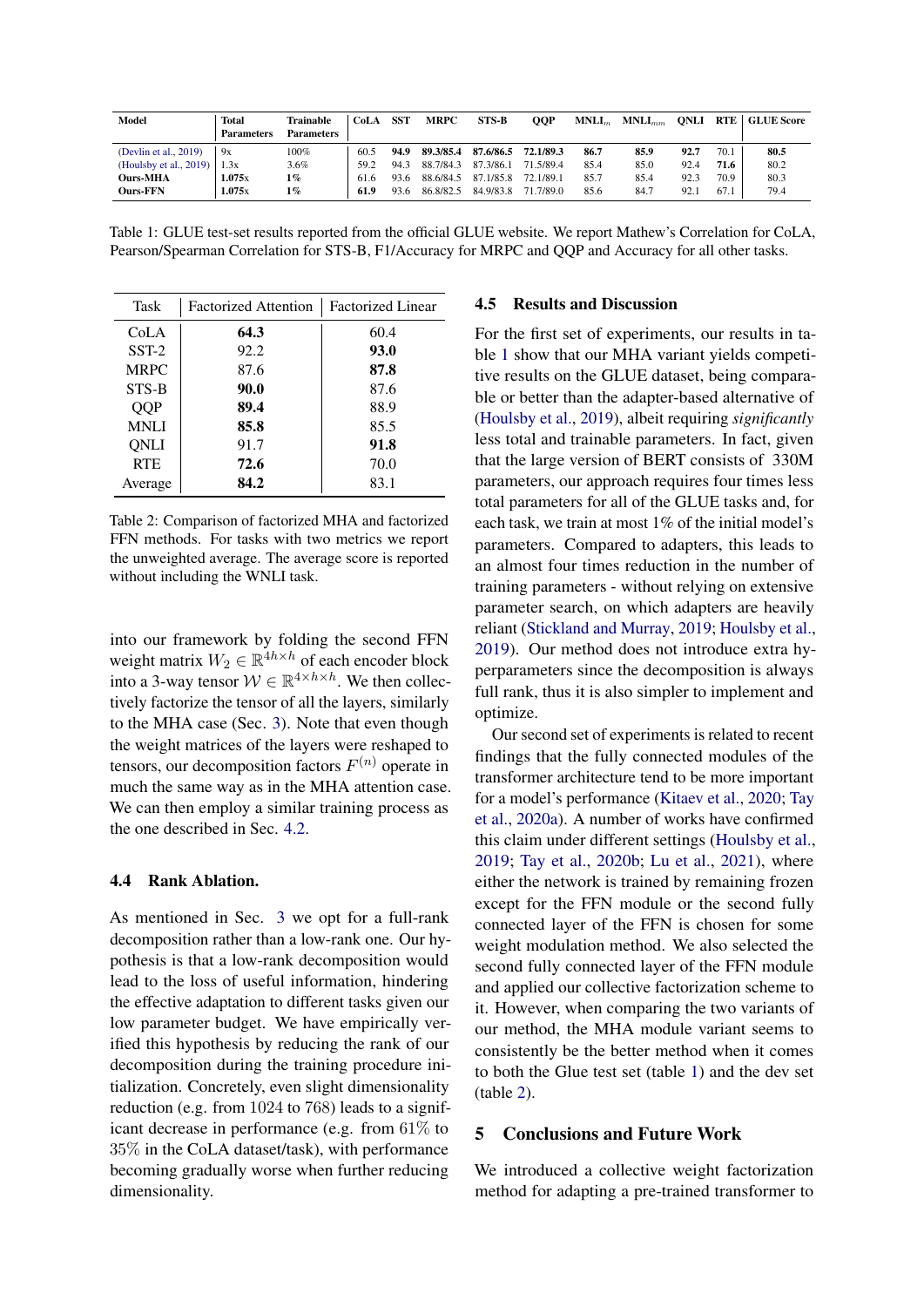| Model | Total Parameters | Trainable Parameters | CoLA | SST | MRPC | STS-B | QQP | MNLI$_m$ | MNLI$_{mm}$ | QNLI | RTE | GLUE Score |
|---|---|---|---|---|---|---|---|---|---|---|---|---|
| (Devlin et al., 2019) | 9x | 100% | 60.5 | **94.9** | **89.3/85.4** | **87.6/86.5** | **72.1/89.3** | **86.7** | **85.9** | **92.7** | 70.1 | **80.5** |
| (Houlsby et al., 2019) | 1.3x | 3.6% | 59.2 | 94.3 | 88.7/84.3 | 87.3/86.1 | 71.5/89.4 | 85.4 | 85.0 | 92.4 | **71.6** | 80.2 |
| **Ours-MHA** | **1.075x** | **1%** | 61.6 | 93.6 | 88.6/84.5 | 87.1/85.8 | 72.1/89.1 | 85.7 | 85.4 | 92.3 | 70.9 | 80.3 |
| **Ours-FFN** | **1.075x** | **1%** | **61.9** | 93.6 | 86.8/82.5 | 84.9/83.8 | 71.7/89.0 | 85.6 | 84.7 | 92.1 | 67.1 | 79.4 |

Table 1: GLUE test-set results reported from the official GLUE website. We report Mathew's Correlation for CoLA, Pearson/Spearman Correlation for STS-B, F1/Accuracy for MRPC and QQP and Accuracy for all other tasks.

| Task | Factorized Attention | Factorized Linear |
|---|---|---|
| CoLA | **64.3** | 60.4 |
| SST-2 | 92.2 | **93.0** |
| MRPC | 87.6 | **87.8** |
| STS-B | **90.0** | 87.6 |
| QQP | **89.4** | 88.9 |
| MNLI | **85.8** | 85.5 |
| QNLI | 91.7 | **91.8** |
| RTE | **72.6** | 70.0 |
| Average | **84.2** | 83.1 |

Table 2: Comparison of factorized MHA and factorized FFN methods. For tasks with two metrics we report the unweighted average. The average score is reported without including the WNLI task.

into our framework by folding the second FFN weight matrix $W_2 \in \mathbb{R}^{4h \times h}$ of each encoder block into a 3-way tensor $\mathcal{W} \in \mathbb{R}^{4 \times h \times h}$. We then collectively factorize the tensor of all the layers, similarly to the MHA case (Sec. 3). Note that even though the weight matrices of the layers were reshaped to tensors, our decomposition factors $F^{(n)}$ operate in much the same way as in the MHA attention case. We can then employ a similar training process as the one described in Sec. 4.2.

### 4.4 Rank Ablation.

As mentioned in Sec. 3 we opt for a full-rank decomposition rather than a low-rank one. Our hypothesis is that a low-rank decomposition would lead to the loss of useful information, hindering the effective adaptation to different tasks given our low parameter budget. We have empirically verified this hypothesis by reducing the rank of our decomposition during the training procedure initialization. Concretely, even slight dimensionality reduction (e.g. from 1024 to 768) leads to a significant decrease in performance (e.g. from 61% to 35% in the CoLA dataset/task), with performance becoming gradually worse when further reducing dimensionality.

### 4.5 Results and Discussion

For the first set of experiments, our results in table 1 show that our MHA variant yields competitive results on the GLUE dataset, being comparable or better than the adapter-based alternative of (Houlsby et al., 2019), albeit requiring *significantly* less total and trainable parameters. In fact, given that the large version of BERT consists of 330M parameters, our approach requires four times less total parameters for all of the GLUE tasks and, for each task, we train at most 1% of the initial model's parameters. Compared to adapters, this leads to an almost four times reduction in the number of training parameters - without relying on extensive parameter search, on which adapters are heavily reliant (Stickland and Murray, 2019; Houlsby et al., 2019). Our method does not introduce extra hyperparameters since the decomposition is always full rank, thus it is also simpler to implement and optimize.

Our second set of experiments is related to recent findings that the fully connected modules of the transformer architecture tend to be more important for a model's performance (Kitaev et al., 2020; Tay et al., 2020a). A number of works have confirmed this claim under different settings (Houlsby et al., 2019; Tay et al., 2020b; Lu et al., 2021), where either the network is trained by remaining frozen except for the FFN module or the second fully connected layer of the FFN is chosen for some weight modulation method. We also selected the second fully connected layer of the FFN module and applied our collective factorization scheme to it. However, when comparing the two variants of our method, the MHA module variant seems to consistently be the better method when it comes to both the Glue test set (table 1) and the dev set (table 2).

## 5 Conclusions and Future Work

We introduced a collective weight factorization method for adapting a pre-trained transformer to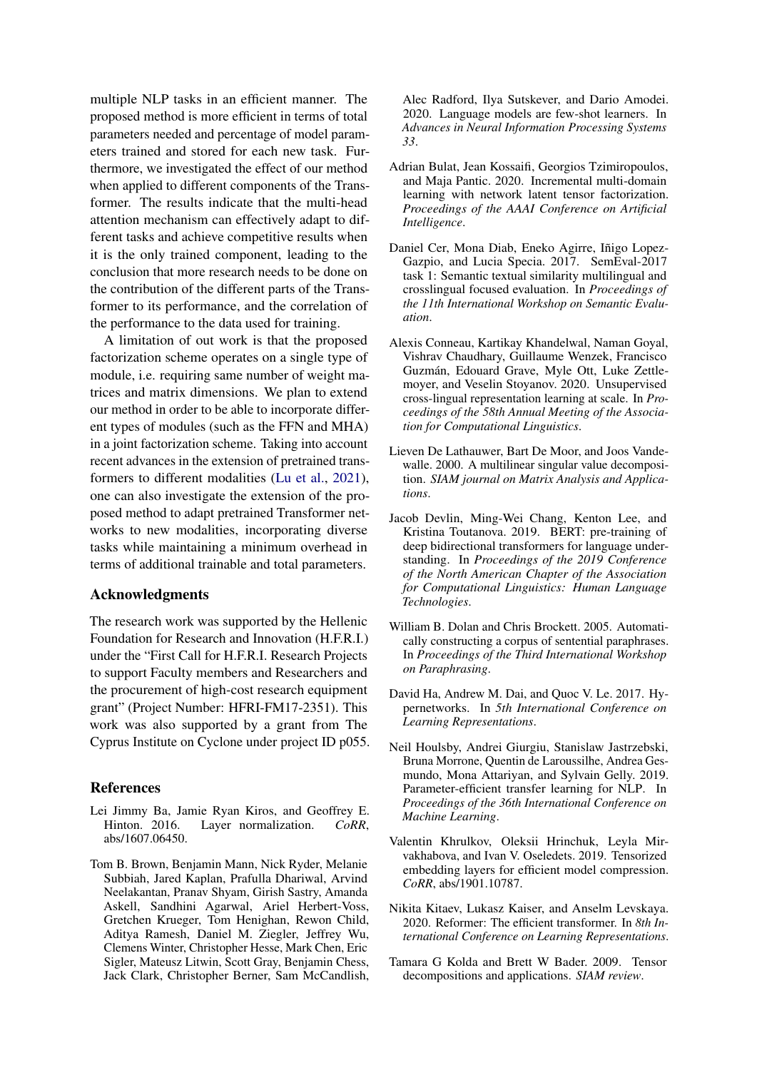multiple NLP tasks in an efficient manner. The proposed method is more efficient in terms of total parameters needed and percentage of model parameters trained and stored for each new task. Furthermore, we investigated the effect of our method when applied to different components of the Transformer. The results indicate that the multi-head attention mechanism can effectively adapt to different tasks and achieve competitive results when it is the only trained component, leading to the conclusion that more research needs to be done on the contribution of the different parts of the Transformer to its performance, and the correlation of the performance to the data used for training.

A limitation of out work is that the proposed factorization scheme operates on a single type of module, i.e. requiring same number of weight matrices and matrix dimensions. We plan to extend our method in order to be able to incorporate different types of modules (such as the FFN and MHA) in a joint factorization scheme. Taking into account recent advances in the extension of pretrained transformers to different modalities (Lu et al., 2021), one can also investigate the extension of the proposed method to adapt pretrained Transformer networks to new modalities, incorporating diverse tasks while maintaining a minimum overhead in terms of additional trainable and total parameters.

## Acknowledgments

The research work was supported by the Hellenic Foundation for Research and Innovation (H.F.R.I.) under the "First Call for H.F.R.I. Research Projects to support Faculty members and Researchers and the procurement of high-cost research equipment grant" (Project Number: HFRI-FM17-2351). This work was also supported by a grant from The Cyprus Institute on Cyclone under project ID p055.

## References

Lei Jimmy Ba, Jamie Ryan Kiros, and Geoffrey E. Hinton. 2016. Layer normalization. *CoRR*, abs/1607.06450.

Tom B. Brown, Benjamin Mann, Nick Ryder, Melanie Subbiah, Jared Kaplan, Prafulla Dhariwal, Arvind Neelakantan, Pranav Shyam, Girish Sastry, Amanda Askell, Sandhini Agarwal, Ariel Herbert-Voss, Gretchen Krueger, Tom Henighan, Rewon Child, Aditya Ramesh, Daniel M. Ziegler, Jeffrey Wu, Clemens Winter, Christopher Hesse, Mark Chen, Eric Sigler, Mateusz Litwin, Scott Gray, Benjamin Chess, Jack Clark, Christopher Berner, Sam McCandlish, Alec Radford, Ilya Sutskever, and Dario Amodei. 2020. Language models are few-shot learners. In *Advances in Neural Information Processing Systems 33*.

Adrian Bulat, Jean Kossaifi, Georgios Tzimiropoulos, and Maja Pantic. 2020. Incremental multi-domain learning with network latent tensor factorization. *Proceedings of the AAAI Conference on Artificial Intelligence*.

Daniel Cer, Mona Diab, Eneko Agirre, Iñigo Lopez-Gazpio, and Lucia Specia. 2017. SemEval-2017 task 1: Semantic textual similarity multilingual and crosslingual focused evaluation. In *Proceedings of the 11th International Workshop on Semantic Evaluation*.

Alexis Conneau, Kartikay Khandelwal, Naman Goyal, Vishrav Chaudhary, Guillaume Wenzek, Francisco Guzmán, Edouard Grave, Myle Ott, Luke Zettlemoyer, and Veselin Stoyanov. 2020. Unsupervised cross-lingual representation learning at scale. In *Proceedings of the 58th Annual Meeting of the Association for Computational Linguistics*.

Lieven De Lathauwer, Bart De Moor, and Joos Vandewalle. 2000. A multilinear singular value decomposition. *SIAM journal on Matrix Analysis and Applications*.

Jacob Devlin, Ming-Wei Chang, Kenton Lee, and Kristina Toutanova. 2019. BERT: pre-training of deep bidirectional transformers for language understanding. In *Proceedings of the 2019 Conference of the North American Chapter of the Association for Computational Linguistics: Human Language Technologies*.

William B. Dolan and Chris Brockett. 2005. Automatically constructing a corpus of sentential paraphrases. In *Proceedings of the Third International Workshop on Paraphrasing*.

David Ha, Andrew M. Dai, and Quoc V. Le. 2017. Hypernetworks. In *5th International Conference on Learning Representations*.

Neil Houlsby, Andrei Giurgiu, Stanislaw Jastrzebski, Bruna Morrone, Quentin de Laroussilhe, Andrea Gesmundo, Mona Attariyan, and Sylvain Gelly. 2019. Parameter-efficient transfer learning for NLP. In *Proceedings of the 36th International Conference on Machine Learning*.

Valentin Khrulkov, Oleksii Hrinchuk, Leyla Mirvakhabova, and Ivan V. Oseledets. 2019. Tensorized embedding layers for efficient model compression. *CoRR*, abs/1901.10787.

Nikita Kitaev, Lukasz Kaiser, and Anselm Levskaya. 2020. Reformer: The efficient transformer. In *8th International Conference on Learning Representations*.

Tamara G Kolda and Brett W Bader. 2009. Tensor decompositions and applications. *SIAM review*.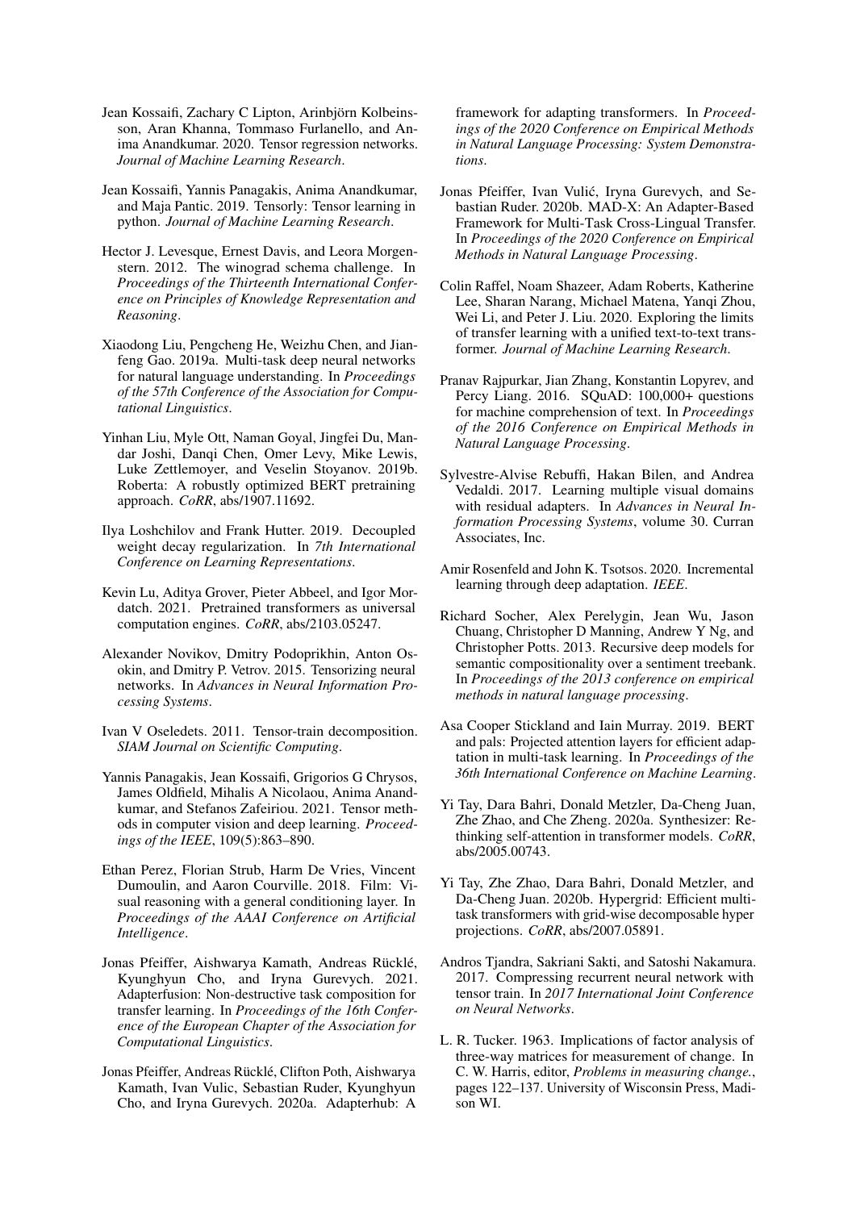Jean Kossaifi, Zachary C Lipton, Arinbjörn Kolbeinsson, Aran Khanna, Tommaso Furlanello, and Anima Anandkumar. 2020. Tensor regression networks. *Journal of Machine Learning Research*.

Jean Kossaifi, Yannis Panagakis, Anima Anandkumar, and Maja Pantic. 2019. Tensorly: Tensor learning in python. *Journal of Machine Learning Research*.

Hector J. Levesque, Ernest Davis, and Leora Morgenstern. 2012. The winograd schema challenge. In *Proceedings of the Thirteenth International Conference on Principles of Knowledge Representation and Reasoning*.

Xiaodong Liu, Pengcheng He, Weizhu Chen, and Jianfeng Gao. 2019a. Multi-task deep neural networks for natural language understanding. In *Proceedings of the 57th Conference of the Association for Computational Linguistics*.

Yinhan Liu, Myle Ott, Naman Goyal, Jingfei Du, Mandar Joshi, Danqi Chen, Omer Levy, Mike Lewis, Luke Zettlemoyer, and Veselin Stoyanov. 2019b. Roberta: A robustly optimized BERT pretraining approach. *CoRR*, abs/1907.11692.

Ilya Loshchilov and Frank Hutter. 2019. Decoupled weight decay regularization. In *7th International Conference on Learning Representations*.

Kevin Lu, Aditya Grover, Pieter Abbeel, and Igor Mordatch. 2021. Pretrained transformers as universal computation engines. *CoRR*, abs/2103.05247.

Alexander Novikov, Dmitry Podoprikhin, Anton Osokin, and Dmitry P. Vetrov. 2015. Tensorizing neural networks. In *Advances in Neural Information Processing Systems*.

Ivan V Oseledets. 2011. Tensor-train decomposition. *SIAM Journal on Scientific Computing*.

Yannis Panagakis, Jean Kossaifi, Grigorios G Chrysos, James Oldfield, Mihalis A Nicolaou, Anima Anandkumar, and Stefanos Zafeiriou. 2021. Tensor methods in computer vision and deep learning. *Proceedings of the IEEE*, 109(5):863–890.

Ethan Perez, Florian Strub, Harm De Vries, Vincent Dumoulin, and Aaron Courville. 2018. Film: Visual reasoning with a general conditioning layer. In *Proceedings of the AAAI Conference on Artificial Intelligence*.

Jonas Pfeiffer, Aishwarya Kamath, Andreas Rücklé, Kyunghyun Cho, and Iryna Gurevych. 2021. Adapterfusion: Non-destructive task composition for transfer learning. In *Proceedings of the 16th Conference of the European Chapter of the Association for Computational Linguistics*.

Jonas Pfeiffer, Andreas Rücklé, Clifton Poth, Aishwarya Kamath, Ivan Vulic, Sebastian Ruder, Kyunghyun Cho, and Iryna Gurevych. 2020a. Adapterhub: A framework for adapting transformers. In *Proceedings of the 2020 Conference on Empirical Methods in Natural Language Processing: System Demonstrations*.

Jonas Pfeiffer, Ivan Vulić, Iryna Gurevych, and Sebastian Ruder. 2020b. MAD-X: An Adapter-Based Framework for Multi-Task Cross-Lingual Transfer. In *Proceedings of the 2020 Conference on Empirical Methods in Natural Language Processing*.

Colin Raffel, Noam Shazeer, Adam Roberts, Katherine Lee, Sharan Narang, Michael Matena, Yanqi Zhou, Wei Li, and Peter J. Liu. 2020. Exploring the limits of transfer learning with a unified text-to-text transformer. *Journal of Machine Learning Research*.

Pranav Rajpurkar, Jian Zhang, Konstantin Lopyrev, and Percy Liang. 2016. SQuAD: 100,000+ questions for machine comprehension of text. In *Proceedings of the 2016 Conference on Empirical Methods in Natural Language Processing*.

Sylvestre-Alvise Rebuffi, Hakan Bilen, and Andrea Vedaldi. 2017. Learning multiple visual domains with residual adapters. In *Advances in Neural Information Processing Systems*, volume 30. Curran Associates, Inc.

Amir Rosenfeld and John K. Tsotsos. 2020. Incremental learning through deep adaptation. *IEEE*.

Richard Socher, Alex Perelygin, Jean Wu, Jason Chuang, Christopher D Manning, Andrew Y Ng, and Christopher Potts. 2013. Recursive deep models for semantic compositionality over a sentiment treebank. In *Proceedings of the 2013 conference on empirical methods in natural language processing*.

Asa Cooper Stickland and Iain Murray. 2019. BERT and pals: Projected attention layers for efficient adaptation in multi-task learning. In *Proceedings of the 36th International Conference on Machine Learning*.

Yi Tay, Dara Bahri, Donald Metzler, Da-Cheng Juan, Zhe Zhao, and Che Zheng. 2020a. Synthesizer: Rethinking self-attention in transformer models. *CoRR*, abs/2005.00743.

Yi Tay, Zhe Zhao, Dara Bahri, Donald Metzler, and Da-Cheng Juan. 2020b. Hypergrid: Efficient multi-task transformers with grid-wise decomposable hyper projections. *CoRR*, abs/2007.05891.

Andros Tjandra, Sakriani Sakti, and Satoshi Nakamura. 2017. Compressing recurrent neural network with tensor train. In *2017 International Joint Conference on Neural Networks*.

L. R. Tucker. 1963. Implications of factor analysis of three-way matrices for measurement of change. In C. W. Harris, editor, *Problems in measuring change.*, pages 122–137. University of Wisconsin Press, Madison WI.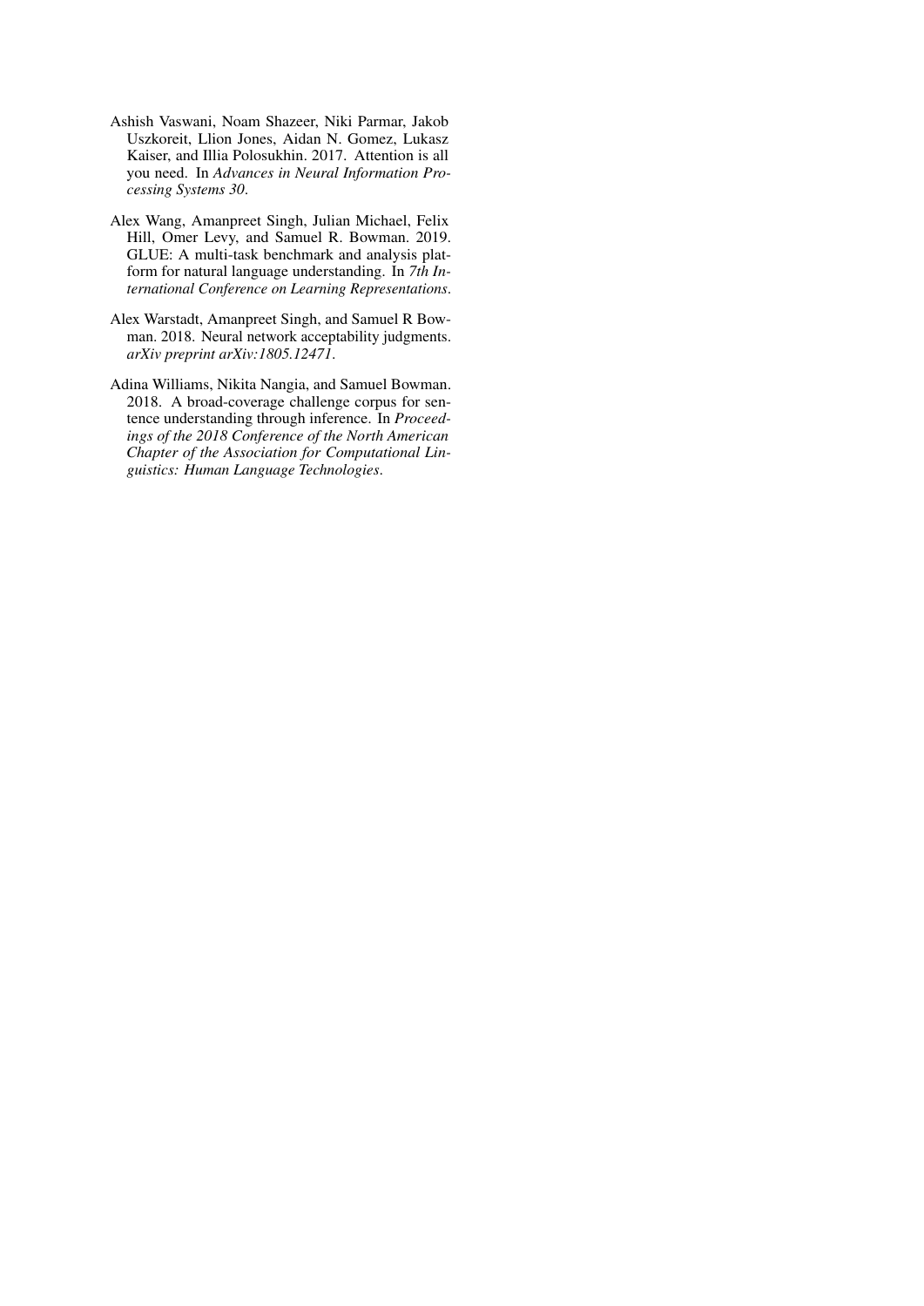Ashish Vaswani, Noam Shazeer, Niki Parmar, Jakob Uszkoreit, Llion Jones, Aidan N. Gomez, Lukasz Kaiser, and Illia Polosukhin. 2017. Attention is all you need. In *Advances in Neural Information Processing Systems 30*.

Alex Wang, Amanpreet Singh, Julian Michael, Felix Hill, Omer Levy, and Samuel R. Bowman. 2019. GLUE: A multi-task benchmark and analysis platform for natural language understanding. In *7th International Conference on Learning Representations*.

Alex Warstadt, Amanpreet Singh, and Samuel R Bowman. 2018. Neural network acceptability judgments. *arXiv preprint arXiv:1805.12471*.

Adina Williams, Nikita Nangia, and Samuel Bowman. 2018. A broad-coverage challenge corpus for sentence understanding through inference. In *Proceedings of the 2018 Conference of the North American Chapter of the Association for Computational Linguistics: Human Language Technologies*.